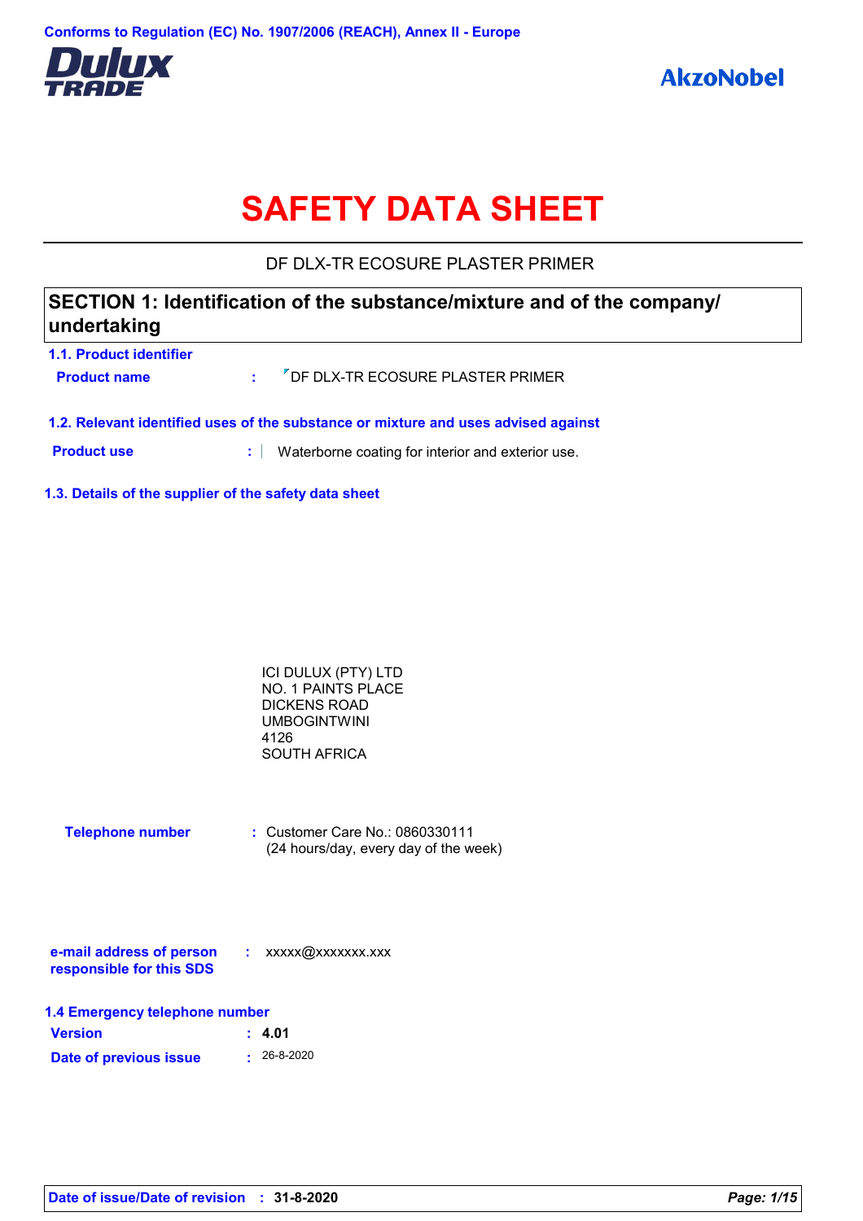Conforms to Regulation (EC) No. 1907/2006 (REACH), Annex II - Europe

Dulux TRADE

AkzoNobel

# SAFETY DATA SHEET

DF DLX-TR ECOSURE PLASTER PRIMER

## SECTION 1: Identification of the substance/mixture and of the company/ undertaking

### 1.1. Product identifier

**Product name** : DF DLX-TR ECOSURE PLASTER PRIMER

### 1.2. Relevant identified uses of the substance or mixture and uses advised against

**Product use** : Waterborne coating for interior and exterior use.

### 1.3. Details of the supplier of the safety data sheet

ICI DULUX (PTY) LTD
NO. 1 PAINTS PLACE
DICKENS ROAD
UMBOGINTWINI
4126
SOUTH AFRICA

**Telephone number** : Customer Care No.: 0860330111
(24 hours/day, every day of the week)

**e-mail address of person responsible for this SDS** : xxxxx@xxxxxxx.xxx

### 1.4 Emergency telephone number

**Version** : **4.01**

**Date of previous issue** : 26-8-2020

**Date of issue/Date of revision** : **31-8-2020**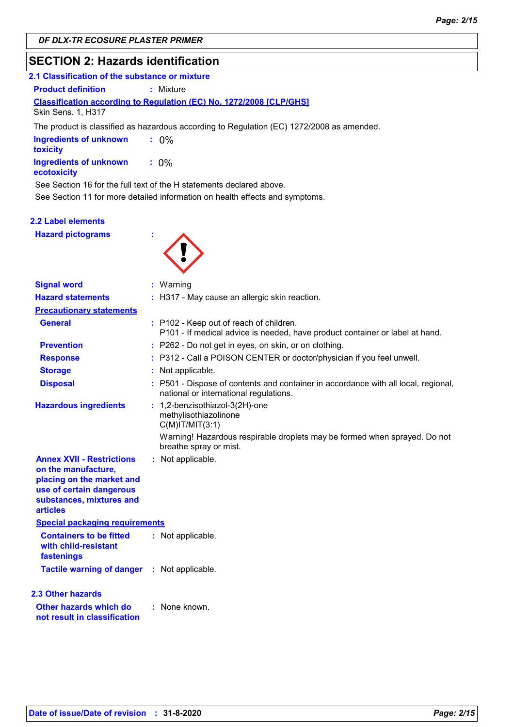## SECTION 2: Hazards identification

### 2.1 Classification of the substance or mixture

**Product definition** : Mixture

**Classification according to Regulation (EC) No. 1272/2008 [CLP/GHS]**

Skin Sens. 1, H317

The product is classified as hazardous according to Regulation (EC) 1272/2008 as amended.

**Ingredients of unknown toxicity** : 0%

**Ingredients of unknown ecotoxicity** : 0%

See Section 16 for the full text of the H statements declared above.

See Section 11 for more detailed information on health effects and symptoms.

### 2.2 Label elements

**Hazard pictograms** :

**Signal word** : Warning

**Hazard statements** : H317 - May cause an allergic skin reaction.

**Precautionary statements**

**General** : P102 - Keep out of reach of children.
P101 - If medical advice is needed, have product container or label at hand.

**Prevention** : P262 - Do not get in eyes, on skin, or on clothing.

**Response** : P312 - Call a POISON CENTER or doctor/physician if you feel unwell.

**Storage** : Not applicable.

**Disposal** : P501 - Dispose of contents and container in accordance with all local, regional, national or international regulations.

**Hazardous ingredients** : 1,2-benzisothiazol-3(2H)-one
methylisothiazolinone
C(M)IT/MIT(3:1)

Warning! Hazardous respirable droplets may be formed when sprayed. Do not breathe spray or mist.

**Annex XVII - Restrictions on the manufacture, placing on the market and use of certain dangerous substances, mixtures and articles** : Not applicable.

**Special packaging requirements**

**Containers to be fitted with child-resistant fastenings** : Not applicable.

**Tactile warning of danger** : Not applicable.

### 2.3 Other hazards

**Other hazards which do not result in classification** : None known.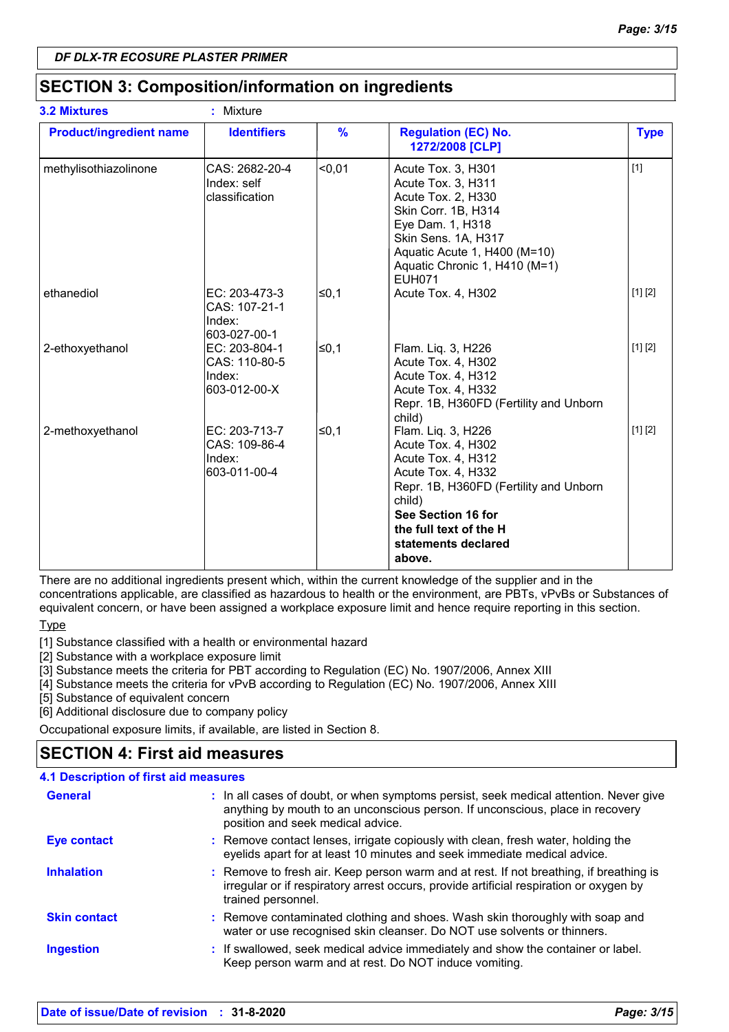## SECTION 3: Composition/information on ingredients

**3.2 Mixtures** : Mixture

| Product/ingredient name | Identifiers | % | Regulation (EC) No. 1272/2008 [CLP] | Type |
|---|---|---|---|---|
| methylisothiazolinone | CAS: 2682-20-4<br>Index: self classification | <0,01 | Acute Tox. 3, H301<br>Acute Tox. 3, H311<br>Acute Tox. 2, H330<br>Skin Corr. 1B, H314<br>Eye Dam. 1, H318<br>Skin Sens. 1A, H317<br>Aquatic Acute 1, H400 (M=10)<br>Aquatic Chronic 1, H410 (M=1)<br>EUH071 | [1] |
| ethanediol | EC: 203-473-3<br>CAS: 107-21-1<br>Index: 603-027-00-1 | ≤0,1 | Acute Tox. 4, H302 | [1] [2] |
| 2-ethoxyethanol | EC: 203-804-1<br>CAS: 110-80-5<br>Index: 603-012-00-X | ≤0,1 | Flam. Liq. 3, H226<br>Acute Tox. 4, H302<br>Acute Tox. 4, H312<br>Acute Tox. 4, H332<br>Repr. 1B, H360FD (Fertility and Unborn child) | [1] [2] |
| 2-methoxyethanol | EC: 203-713-7<br>CAS: 109-86-4<br>Index: 603-011-00-4 | ≤0,1 | Flam. Liq. 3, H226<br>Acute Tox. 4, H302<br>Acute Tox. 4, H312<br>Acute Tox. 4, H332<br>Repr. 1B, H360FD (Fertility and Unborn child)<br>**See Section 16 for the full text of the H statements declared above.** | [1] [2] |

There are no additional ingredients present which, within the current knowledge of the supplier and in the concentrations applicable, are classified as hazardous to health or the environment, are PBTs, vPvBs or Substances of equivalent concern, or have been assigned a workplace exposure limit and hence require reporting in this section.

Type

[1] Substance classified with a health or environmental hazard
[2] Substance with a workplace exposure limit
[3] Substance meets the criteria for PBT according to Regulation (EC) No. 1907/2006, Annex XIII
[4] Substance meets the criteria for vPvB according to Regulation (EC) No. 1907/2006, Annex XIII
[5] Substance of equivalent concern
[6] Additional disclosure due to company policy

Occupational exposure limits, if available, are listed in Section 8.

## SECTION 4: First aid measures

### 4.1 Description of first aid measures

**General** : In all cases of doubt, or when symptoms persist, seek medical attention. Never give anything by mouth to an unconscious person. If unconscious, place in recovery position and seek medical advice.

**Eye contact** : Remove contact lenses, irrigate copiously with clean, fresh water, holding the eyelids apart for at least 10 minutes and seek immediate medical advice.

**Inhalation** : Remove to fresh air. Keep person warm and at rest. If not breathing, if breathing is irregular or if respiratory arrest occurs, provide artificial respiration or oxygen by trained personnel.

**Skin contact** : Remove contaminated clothing and shoes. Wash skin thoroughly with soap and water or use recognised skin cleanser. Do NOT use solvents or thinners.

**Ingestion** : If swallowed, seek medical advice immediately and show the container or label. Keep person warm and at rest. Do NOT induce vomiting.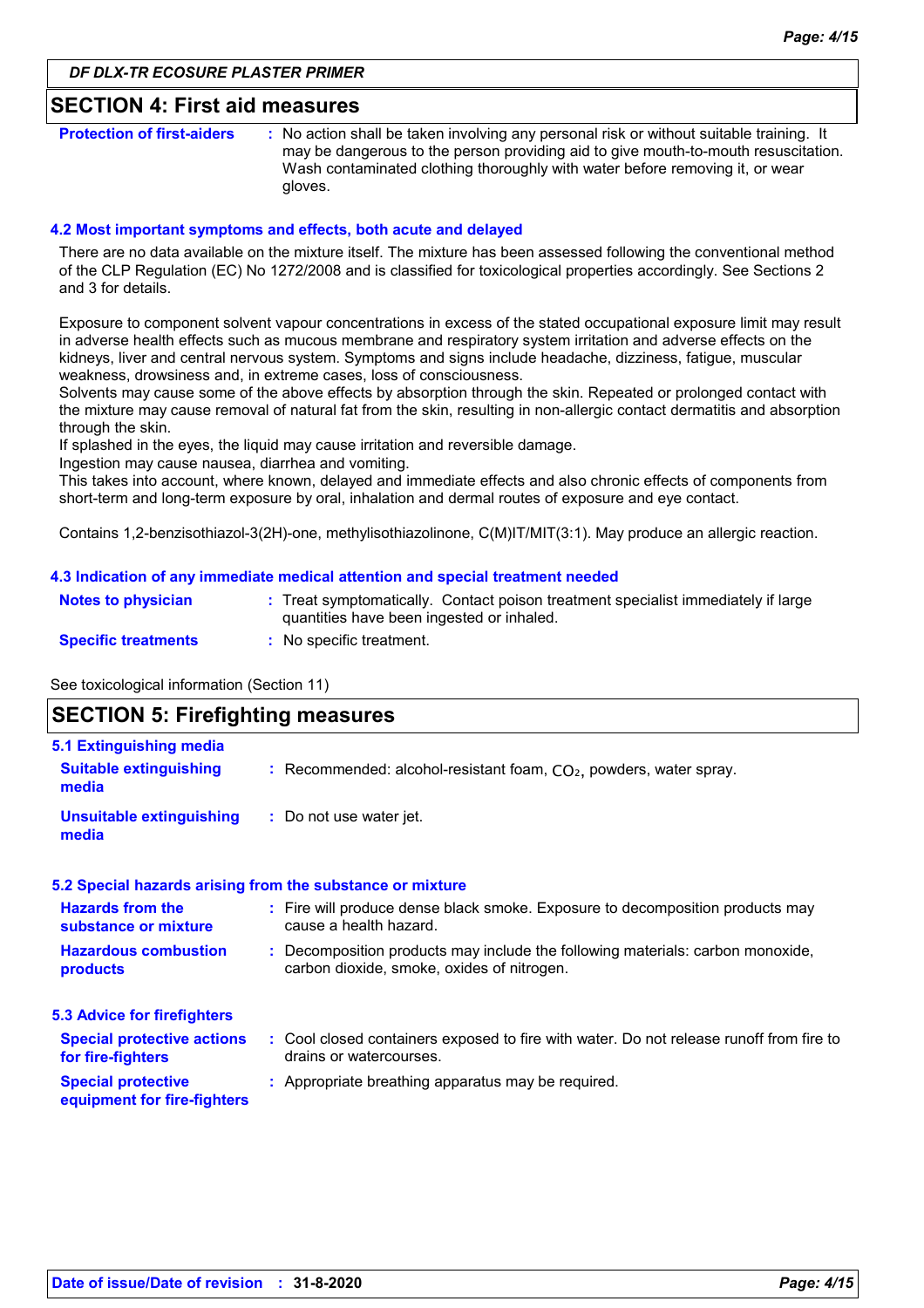## SECTION 4: First aid measures

**Protection of first-aiders** : No action shall be taken involving any personal risk or without suitable training. It may be dangerous to the person providing aid to give mouth-to-mouth resuscitation. Wash contaminated clothing thoroughly with water before removing it, or wear gloves.

### 4.2 Most important symptoms and effects, both acute and delayed

There are no data available on the mixture itself. The mixture has been assessed following the conventional method of the CLP Regulation (EC) No 1272/2008 and is classified for toxicological properties accordingly. See Sections 2 and 3 for details.

Exposure to component solvent vapour concentrations in excess of the stated occupational exposure limit may result in adverse health effects such as mucous membrane and respiratory system irritation and adverse effects on the kidneys, liver and central nervous system. Symptoms and signs include headache, dizziness, fatigue, muscular weakness, drowsiness and, in extreme cases, loss of consciousness.
Solvents may cause some of the above effects by absorption through the skin. Repeated or prolonged contact with the mixture may cause removal of natural fat from the skin, resulting in non-allergic contact dermatitis and absorption through the skin.
If splashed in the eyes, the liquid may cause irritation and reversible damage.
Ingestion may cause nausea, diarrhea and vomiting.
This takes into account, where known, delayed and immediate effects and also chronic effects of components from short-term and long-term exposure by oral, inhalation and dermal routes of exposure and eye contact.

Contains 1,2-benzisothiazol-3(2H)-one, methylisothiazolinone, C(M)IT/MIT(3:1). May produce an allergic reaction.

### 4.3 Indication of any immediate medical attention and special treatment needed

**Notes to physician** : Treat symptomatically. Contact poison treatment specialist immediately if large quantities have been ingested or inhaled.

**Specific treatments** : No specific treatment.

See toxicological information (Section 11)

## SECTION 5: Firefighting measures

### 5.1 Extinguishing media

**Suitable extinguishing media** : Recommended: alcohol-resistant foam, $CO_2$, powders, water spray.

**Unsuitable extinguishing media** : Do not use water jet.

### 5.2 Special hazards arising from the substance or mixture

**Hazards from the substance or mixture** : Fire will produce dense black smoke. Exposure to decomposition products may cause a health hazard.

**Hazardous combustion products** : Decomposition products may include the following materials: carbon monoxide, carbon dioxide, smoke, oxides of nitrogen.

### 5.3 Advice for firefighters

**Special protective actions for fire-fighters** : Cool closed containers exposed to fire with water. Do not release runoff from fire to drains or watercourses.

**Special protective equipment for fire-fighters** : Appropriate breathing apparatus may be required.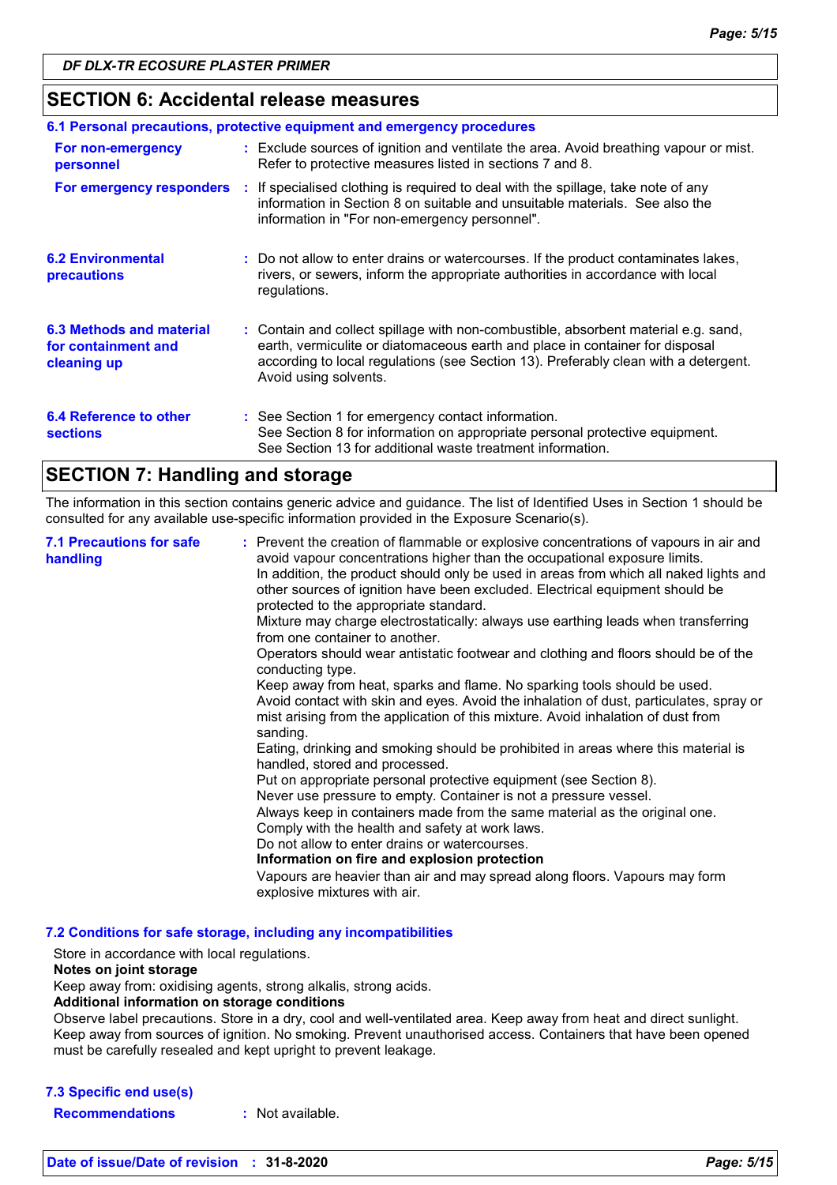## SECTION 6: Accidental release measures

### 6.1 Personal precautions, protective equipment and emergency procedures

**For non-emergency personnel** : Exclude sources of ignition and ventilate the area. Avoid breathing vapour or mist. Refer to protective measures listed in sections 7 and 8.

**For emergency responders** : If specialised clothing is required to deal with the spillage, take note of any information in Section 8 on suitable and unsuitable materials. See also the information in "For non-emergency personnel".

**6.2 Environmental precautions** : Do not allow to enter drains or watercourses. If the product contaminates lakes, rivers, or sewers, inform the appropriate authorities in accordance with local regulations.

**6.3 Methods and material for containment and cleaning up** : Contain and collect spillage with non-combustible, absorbent material e.g. sand, earth, vermiculite or diatomaceous earth and place in container for disposal according to local regulations (see Section 13). Preferably clean with a detergent. Avoid using solvents.

**6.4 Reference to other sections** : See Section 1 for emergency contact information.
See Section 8 for information on appropriate personal protective equipment.
See Section 13 for additional waste treatment information.

## SECTION 7: Handling and storage

The information in this section contains generic advice and guidance. The list of Identified Uses in Section 1 should be consulted for any available use-specific information provided in the Exposure Scenario(s).

**7.1 Precautions for safe handling** : Prevent the creation of flammable or explosive concentrations of vapours in air and avoid vapour concentrations higher than the occupational exposure limits.
In addition, the product should only be used in areas from which all naked lights and other sources of ignition have been excluded. Electrical equipment should be protected to the appropriate standard.
Mixture may charge electrostatically: always use earthing leads when transferring from one container to another.
Operators should wear antistatic footwear and clothing and floors should be of the conducting type.
Keep away from heat, sparks and flame. No sparking tools should be used.
Avoid contact with skin and eyes. Avoid the inhalation of dust, particulates, spray or mist arising from the application of this mixture. Avoid inhalation of dust from sanding.
Eating, drinking and smoking should be prohibited in areas where this material is handled, stored and processed.
Put on appropriate personal protective equipment (see Section 8).
Never use pressure to empty. Container is not a pressure vessel.
Always keep in containers made from the same material as the original one.
Comply with the health and safety at work laws.
Do not allow to enter drains or watercourses.
**Information on fire and explosion protection**
Vapours are heavier than air and may spread along floors. Vapours may form explosive mixtures with air.

### 7.2 Conditions for safe storage, including any incompatibilities

Store in accordance with local regulations.
**Notes on joint storage**
Keep away from: oxidising agents, strong alkalis, strong acids.
**Additional information on storage conditions**
Observe label precautions. Store in a dry, cool and well-ventilated area. Keep away from heat and direct sunlight. Keep away from sources of ignition. No smoking. Prevent unauthorised access. Containers that have been opened must be carefully resealed and kept upright to prevent leakage.

### 7.3 Specific end use(s)

**Recommendations** : Not available.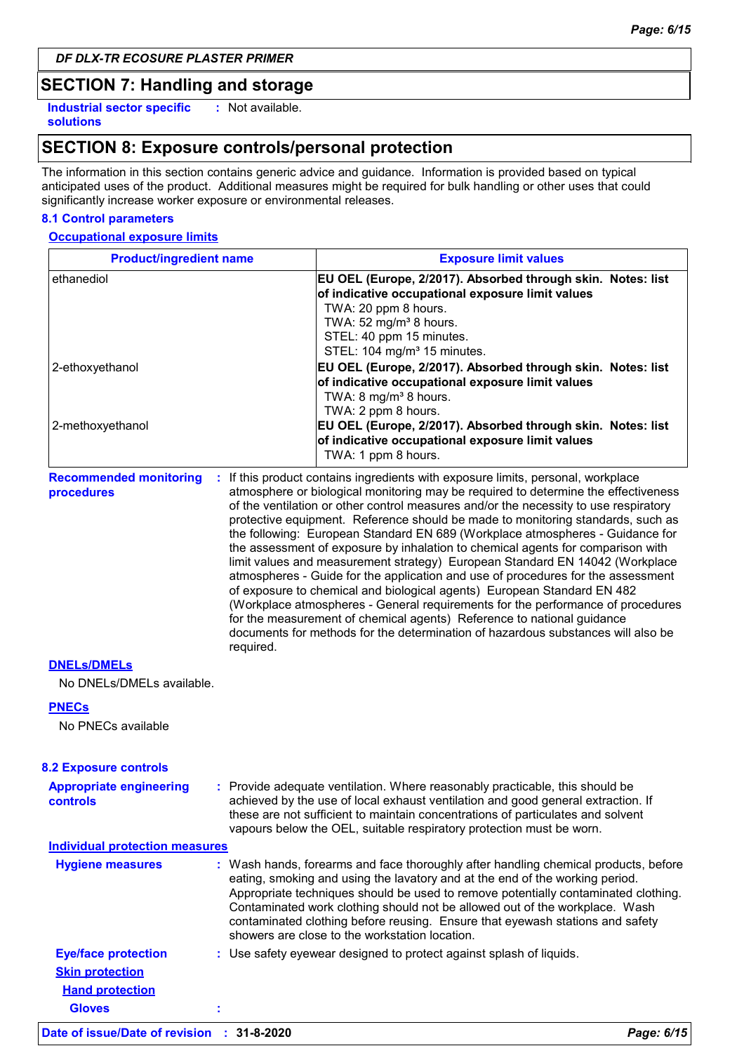DF DLX-TR ECOSURE PLASTER PRIMER

## SECTION 7: Handling and storage

**Industrial sector specific solutions** : Not available.

## SECTION 8: Exposure controls/personal protection

The information in this section contains generic advice and guidance. Information is provided based on typical anticipated uses of the product. Additional measures might be required for bulk handling or other uses that could significantly increase worker exposure or environmental releases.

### 8.1 Control parameters

**Occupational exposure limits**

| Product/ingredient name | Exposure limit values |
|---|---|
| ethanediol | **EU OEL (Europe, 2/2017). Absorbed through skin. Notes: list of indicative occupational exposure limit values**<br>TWA: 20 ppm 8 hours.<br>TWA: 52 mg/m³ 8 hours.<br>STEL: 40 ppm 15 minutes.<br>STEL: 104 mg/m³ 15 minutes. |
| 2-ethoxyethanol | **EU OEL (Europe, 2/2017). Absorbed through skin. Notes: list of indicative occupational exposure limit values**<br>TWA: 8 mg/m³ 8 hours.<br>TWA: 2 ppm 8 hours. |
| 2-methoxyethanol | **EU OEL (Europe, 2/2017). Absorbed through skin. Notes: list of indicative occupational exposure limit values**<br>TWA: 1 ppm 8 hours. |

**Recommended monitoring procedures** : If this product contains ingredients with exposure limits, personal, workplace atmosphere or biological monitoring may be required to determine the effectiveness of the ventilation or other control measures and/or the necessity to use respiratory protective equipment. Reference should be made to monitoring standards, such as the following: European Standard EN 689 (Workplace atmospheres - Guidance for the assessment of exposure by inhalation to chemical agents for comparison with limit values and measurement strategy) European Standard EN 14042 (Workplace atmospheres - Guide for the application and use of procedures for the assessment of exposure to chemical and biological agents) European Standard EN 482 (Workplace atmospheres - General requirements for the performance of procedures for the measurement of chemical agents) Reference to national guidance documents for methods for the determination of hazardous substances will also be required.

**DNELs/DMELs**

No DNELs/DMELs available.

**PNECs**

No PNECs available

### 8.2 Exposure controls

**Appropriate engineering controls** : Provide adequate ventilation. Where reasonably practicable, this should be achieved by the use of local exhaust ventilation and good general extraction. If these are not sufficient to maintain concentrations of particulates and solvent vapours below the OEL, suitable respiratory protection must be worn.

**Individual protection measures**

**Hygiene measures** : Wash hands, forearms and face thoroughly after handling chemical products, before eating, smoking and using the lavatory and at the end of the working period. Appropriate techniques should be used to remove potentially contaminated clothing. Contaminated work clothing should not be allowed out of the workplace. Wash contaminated clothing before reusing. Ensure that eyewash stations and safety showers are close to the workstation location.

**Eye/face protection** : Use safety eyewear designed to protect against splash of liquids.

**Skin protection**

**Hand protection**

**Gloves** :

**Date of issue/Date of revision** : **31-8-2020**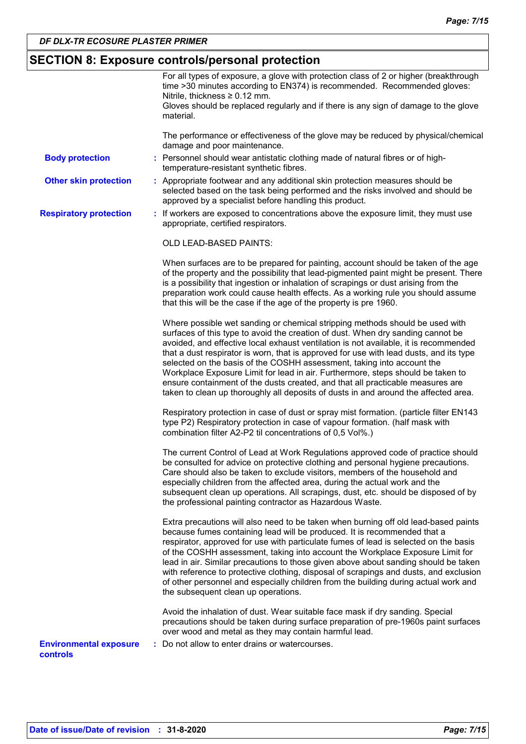## SECTION 8: Exposure controls/personal protection

For all types of exposure, a glove with protection class of 2 or higher (breakthrough time >30 minutes according to EN374) is recommended. Recommended gloves: Nitrile, thickness ≥ 0.12 mm.
Gloves should be replaced regularly and if there is any sign of damage to the glove material.

The performance or effectiveness of the glove may be reduced by physical/chemical damage and poor maintenance.

**Body protection** : Personnel should wear antistatic clothing made of natural fibres or of high-temperature-resistant synthetic fibres.

**Other skin protection** : Appropriate footwear and any additional skin protection measures should be selected based on the task being performed and the risks involved and should be approved by a specialist before handling this product.

**Respiratory protection** : If workers are exposed to concentrations above the exposure limit, they must use appropriate, certified respirators.

OLD LEAD-BASED PAINTS:

When surfaces are to be prepared for painting, account should be taken of the age of the property and the possibility that lead-pigmented paint might be present. There is a possibility that ingestion or inhalation of scrapings or dust arising from the preparation work could cause health effects. As a working rule you should assume that this will be the case if the age of the property is pre 1960.

Where possible wet sanding or chemical stripping methods should be used with surfaces of this type to avoid the creation of dust. When dry sanding cannot be avoided, and effective local exhaust ventilation is not available, it is recommended that a dust respirator is worn, that is approved for use with lead dusts, and its type selected on the basis of the COSHH assessment, taking into account the Workplace Exposure Limit for lead in air. Furthermore, steps should be taken to ensure containment of the dusts created, and that all practicable measures are taken to clean up thoroughly all deposits of dusts in and around the affected area.

Respiratory protection in case of dust or spray mist formation. (particle filter EN143 type P2) Respiratory protection in case of vapour formation. (half mask with combination filter A2-P2 til concentrations of 0,5 Vol%.)

The current Control of Lead at Work Regulations approved code of practice should be consulted for advice on protective clothing and personal hygiene precautions. Care should also be taken to exclude visitors, members of the household and especially children from the affected area, during the actual work and the subsequent clean up operations. All scrapings, dust, etc. should be disposed of by the professional painting contractor as Hazardous Waste.

Extra precautions will also need to be taken when burning off old lead-based paints because fumes containing lead will be produced. It is recommended that a respirator, approved for use with particulate fumes of lead is selected on the basis of the COSHH assessment, taking into account the Workplace Exposure Limit for lead in air. Similar precautions to those given above about sanding should be taken with reference to protective clothing, disposal of scrapings and dusts, and exclusion of other personnel and especially children from the building during actual work and the subsequent clean up operations.

Avoid the inhalation of dust. Wear suitable face mask if dry sanding. Special precautions should be taken during surface preparation of pre-1960s paint surfaces over wood and metal as they may contain harmful lead.

**Environmental exposure controls** : Do not allow to enter drains or watercourses.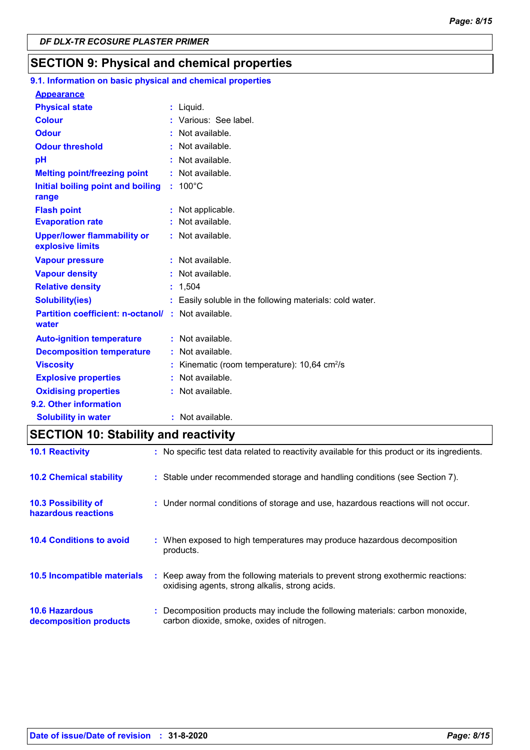## SECTION 9: Physical and chemical properties

### 9.1. Information on basic physical and chemical properties

**Appearance**

| | |
|---|---|
| **Physical state** | Liquid. |
| **Colour** | Various: See label. |
| **Odour** | Not available. |
| **Odour threshold** | Not available. |
| **pH** | Not available. |
| **Melting point/freezing point** | Not available. |
| **Initial boiling point and boiling range** | 100°C |
| **Flash point** | Not applicable. |
| **Evaporation rate** | Not available. |
| **Upper/lower flammability or explosive limits** | Not available. |
| **Vapour pressure** | Not available. |
| **Vapour density** | Not available. |
| **Relative density** | 1,504 |
| **Solubility(ies)** | Easily soluble in the following materials: cold water. |
| **Partition coefficient: n-octanol/ water** | Not available. |
| **Auto-ignition temperature** | Not available. |
| **Decomposition temperature** | Not available. |
| **Viscosity** | Kinematic (room temperature): 10,64 $cm^2/s$ |
| **Explosive properties** | Not available. |
| **Oxidising properties** | Not available. |

### 9.2. Other information

| | |
|---|---|
| **Solubility in water** | Not available. |

## SECTION 10: Stability and reactivity

| | |
|---|---|
| **10.1 Reactivity** | No specific test data related to reactivity available for this product or its ingredients. |
| **10.2 Chemical stability** | Stable under recommended storage and handling conditions (see Section 7). |
| **10.3 Possibility of hazardous reactions** | Under normal conditions of storage and use, hazardous reactions will not occur. |
| **10.4 Conditions to avoid** | When exposed to high temperatures may produce hazardous decomposition products. |
| **10.5 Incompatible materials** | Keep away from the following materials to prevent strong exothermic reactions: oxidising agents, strong alkalis, strong acids. |
| **10.6 Hazardous decomposition products** | Decomposition products may include the following materials: carbon monoxide, carbon dioxide, smoke, oxides of nitrogen. |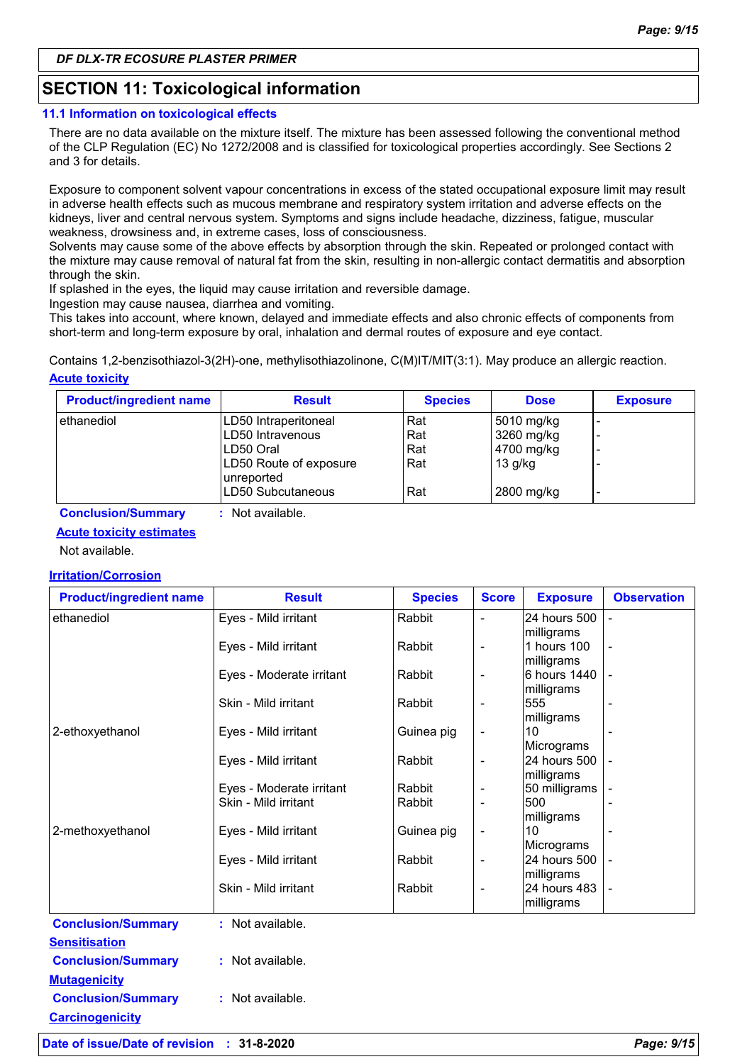DF DLX-TR ECOSURE PLASTER PRIMER

## SECTION 11: Toxicological information

### 11.1 Information on toxicological effects

There are no data available on the mixture itself. The mixture has been assessed following the conventional method of the CLP Regulation (EC) No 1272/2008 and is classified for toxicological properties accordingly. See Sections 2 and 3 for details.

Exposure to component solvent vapour concentrations in excess of the stated occupational exposure limit may result in adverse health effects such as mucous membrane and respiratory system irritation and adverse effects on the kidneys, liver and central nervous system. Symptoms and signs include headache, dizziness, fatigue, muscular weakness, drowsiness and, in extreme cases, loss of consciousness.
Solvents may cause some of the above effects by absorption through the skin. Repeated or prolonged contact with the mixture may cause removal of natural fat from the skin, resulting in non-allergic contact dermatitis and absorption through the skin.
If splashed in the eyes, the liquid may cause irritation and reversible damage.
Ingestion may cause nausea, diarrhea and vomiting.
This takes into account, where known, delayed and immediate effects and also chronic effects of components from short-term and long-term exposure by oral, inhalation and dermal routes of exposure and eye contact.

Contains 1,2-benzisothiazol-3(2H)-one, methylisothiazolinone, C(M)IT/MIT(3:1). May produce an allergic reaction.

**Acute toxicity**

| Product/ingredient name | Result | Species | Dose | Exposure |
|---|---|---|---|---|
| ethanediol | LD50 Intraperitoneal | Rat | 5010 mg/kg | - |
| | LD50 Intravenous | Rat | 3260 mg/kg | - |
| | LD50 Oral | Rat | 4700 mg/kg | - |
| | LD50 Route of exposure unreported | Rat | 13 g/kg | - |
| | LD50 Subcutaneous | Rat | 2800 mg/kg | - |

**Conclusion/Summary** : Not available.

**Acute toxicity estimates**

Not available.

**Irritation/Corrosion**

| Product/ingredient name | Result | Species | Score | Exposure | Observation |
|---|---|---|---|---|---|
| ethanediol | Eyes - Mild irritant | Rabbit | - | 24 hours 500 milligrams | - |
| | Eyes - Mild irritant | Rabbit | - | 1 hours 100 milligrams | - |
| | Eyes - Moderate irritant | Rabbit | - | 6 hours 1440 milligrams | - |
| | Skin - Mild irritant | Rabbit | - | 555 milligrams | - |
| 2-ethoxyethanol | Eyes - Mild irritant | Guinea pig | - | 10 Micrograms | - |
| | Eyes - Mild irritant | Rabbit | - | 24 hours 500 milligrams | - |
| | Eyes - Moderate irritant | Rabbit | - | 50 milligrams | - |
| | Skin - Mild irritant | Rabbit | - | 500 milligrams | - |
| 2-methoxyethanol | Eyes - Mild irritant | Guinea pig | - | 10 Micrograms | - |
| | Eyes - Mild irritant | Rabbit | - | 24 hours 500 milligrams | - |
| | Skin - Mild irritant | Rabbit | - | 24 hours 483 milligrams | - |

**Conclusion/Summary** : Not available.

**Sensitisation**

**Conclusion/Summary** : Not available.

**Mutagenicity**

**Conclusion/Summary** : Not available.

**Carcinogenicity**

Date of issue/Date of revision : 31-8-2020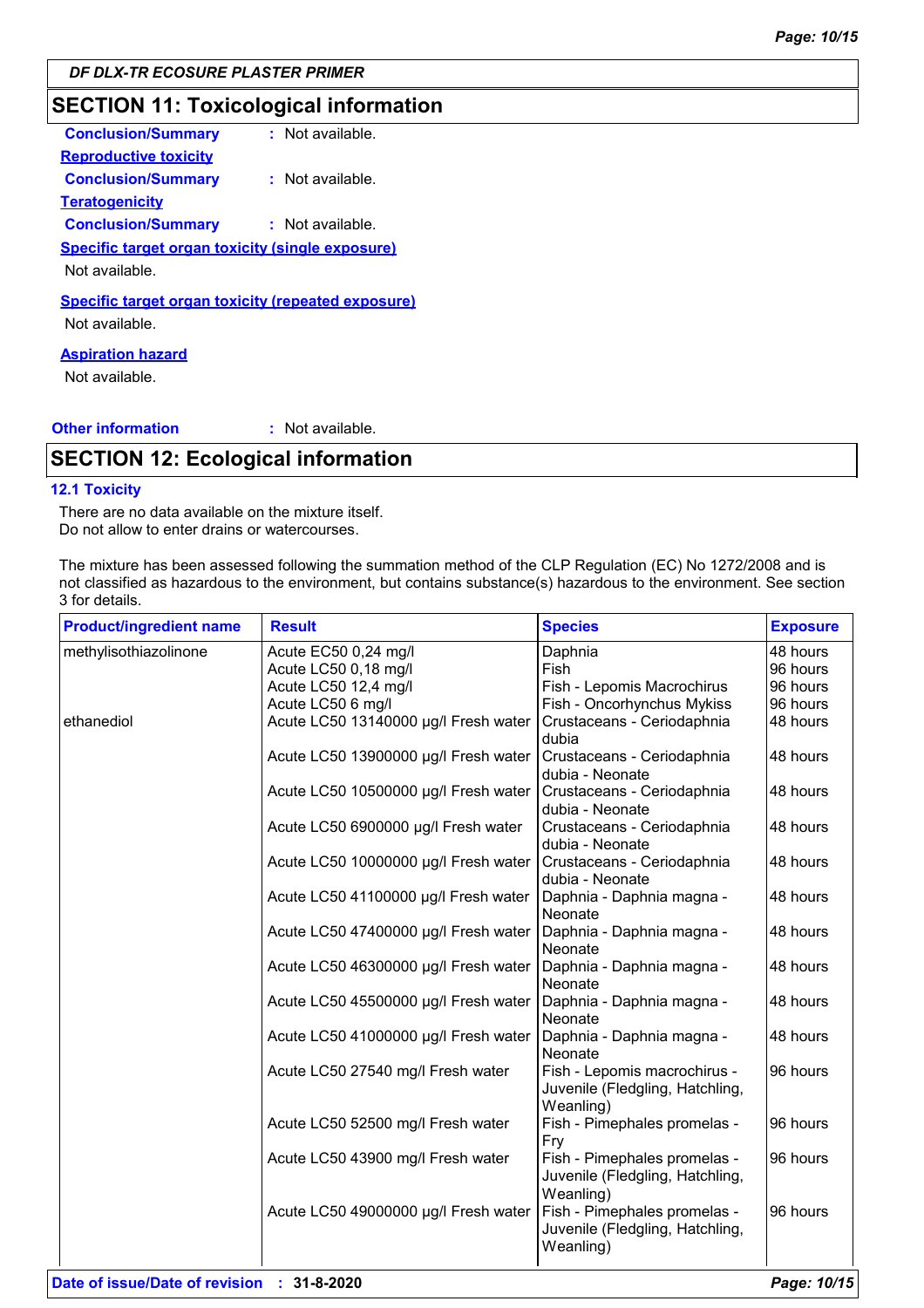## SECTION 11: Toxicological information

**Conclusion/Summary** : Not available.

**Reproductive toxicity**

**Conclusion/Summary** : Not available.

**Teratogenicity**

**Conclusion/Summary** : Not available.

**Specific target organ toxicity (single exposure)**

Not available.

**Specific target organ toxicity (repeated exposure)**

Not available.

**Aspiration hazard**

Not available.

**Other information** : Not available.

## SECTION 12: Ecological information

### 12.1 Toxicity

There are no data available on the mixture itself.
Do not allow to enter drains or watercourses.

The mixture has been assessed following the summation method of the CLP Regulation (EC) No 1272/2008 and is not classified as hazardous to the environment, but contains substance(s) hazardous to the environment. See section 3 for details.

| Product/ingredient name | Result | Species | Exposure |
|---|---|---|---|
| methylisothiazolinone | Acute EC50 0,24 mg/l | Daphnia | 48 hours |
| | Acute LC50 0,18 mg/l | Fish | 96 hours |
| | Acute LC50 12,4 mg/l | Fish - Lepomis Macrochirus | 96 hours |
| | Acute LC50 6 mg/l | Fish - Oncorhynchus Mykiss | 96 hours |
| ethanediol | Acute LC50 13140000 µg/l Fresh water | Crustaceans - Ceriodaphnia dubia | 48 hours |
| | Acute LC50 13900000 µg/l Fresh water | Crustaceans - Ceriodaphnia dubia - Neonate | 48 hours |
| | Acute LC50 10500000 µg/l Fresh water | Crustaceans - Ceriodaphnia dubia - Neonate | 48 hours |
| | Acute LC50 6900000 µg/l Fresh water | Crustaceans - Ceriodaphnia dubia - Neonate | 48 hours |
| | Acute LC50 10000000 µg/l Fresh water | Crustaceans - Ceriodaphnia dubia - Neonate | 48 hours |
| | Acute LC50 41100000 µg/l Fresh water | Daphnia - Daphnia magna - Neonate | 48 hours |
| | Acute LC50 47400000 µg/l Fresh water | Daphnia - Daphnia magna - Neonate | 48 hours |
| | Acute LC50 46300000 µg/l Fresh water | Daphnia - Daphnia magna - Neonate | 48 hours |
| | Acute LC50 45500000 µg/l Fresh water | Daphnia - Daphnia magna - Neonate | 48 hours |
| | Acute LC50 41000000 µg/l Fresh water | Daphnia - Daphnia magna - Neonate | 48 hours |
| | Acute LC50 27540 mg/l Fresh water | Fish - Lepomis macrochirus - Juvenile (Fledgling, Hatchling, Weanling) | 96 hours |
| | Acute LC50 52500 mg/l Fresh water | Fish - Pimephales promelas - Fry | 96 hours |
| | Acute LC50 43900 mg/l Fresh water | Fish - Pimephales promelas - Juvenile (Fledgling, Hatchling, Weanling) | 96 hours |
| | Acute LC50 49000000 µg/l Fresh water | Fish - Pimephales promelas - Juvenile (Fledgling, Hatchling, Weanling) | 96 hours |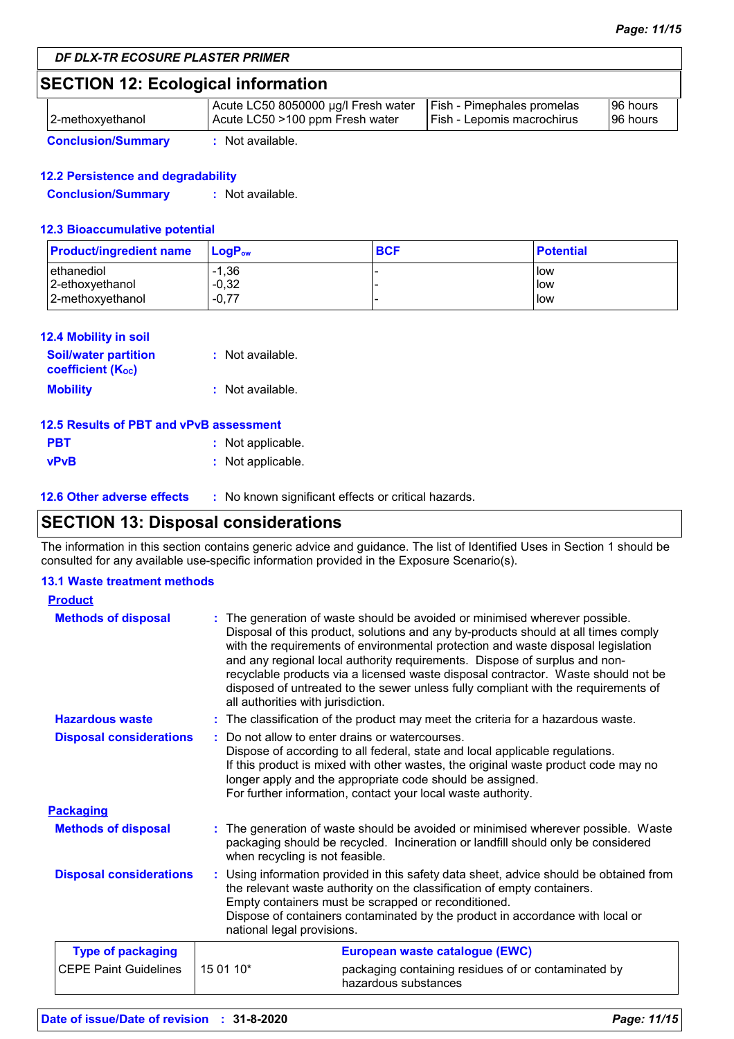## SECTION 12: Ecological information

| | | | |
|---|---|---|---|
| 2-methoxyethanol | Acute LC50 8050000 µg/l Fresh water<br>Acute LC50 >100 ppm Fresh water | Fish - Pimephales promelas<br>Fish - Lepomis macrochirus | 96 hours<br>96 hours |

**Conclusion/Summary** : Not available.

### 12.2 Persistence and degradability

**Conclusion/Summary** : Not available.

### 12.3 Bioaccumulative potential

| Product/ingredient name | $LogP_{ow}$ | BCF | Potential |
|---|---|---|---|
| ethanediol | -1,36 | - | low |
| 2-ethoxyethanol | -0,32 | - | low |
| 2-methoxyethanol | -0,77 | - | low |

### 12.4 Mobility in soil

**Soil/water partition coefficient ($K_{OC}$)** : Not available.

**Mobility** : Not available.

### 12.5 Results of PBT and vPvB assessment

**PBT** : Not applicable.

**vPvB** : Not applicable.

### 12.6 Other adverse effects

: No known significant effects or critical hazards.

## SECTION 13: Disposal considerations

The information in this section contains generic advice and guidance. The list of Identified Uses in Section 1 should be consulted for any available use-specific information provided in the Exposure Scenario(s).

### 13.1 Waste treatment methods

**Product**

**Methods of disposal** : The generation of waste should be avoided or minimised wherever possible. Disposal of this product, solutions and any by-products should at all times comply with the requirements of environmental protection and waste disposal legislation and any regional local authority requirements. Dispose of surplus and non-recyclable products via a licensed waste disposal contractor. Waste should not be disposed of untreated to the sewer unless fully compliant with the requirements of all authorities with jurisdiction.

**Hazardous waste** : The classification of the product may meet the criteria for a hazardous waste.

**Disposal considerations** : Do not allow to enter drains or watercourses.
Dispose of according to all federal, state and local applicable regulations.
If this product is mixed with other wastes, the original waste product code may no longer apply and the appropriate code should be assigned.
For further information, contact your local waste authority.

**Packaging**

**Methods of disposal** : The generation of waste should be avoided or minimised wherever possible. Waste packaging should be recycled. Incineration or landfill should only be considered when recycling is not feasible.

**Disposal considerations** : Using information provided in this safety data sheet, advice should be obtained from the relevant waste authority on the classification of empty containers.
Empty containers must be scrapped or reconditioned.
Dispose of containers contaminated by the product in accordance with local or national legal provisions.

| Type of packaging | | European waste catalogue (EWC) |
|---|---|---|
| CEPE Paint Guidelines | 15 01 10* | packaging containing residues of or contaminated by hazardous substances |

**Date of issue/Date of revision** : 31-8-2020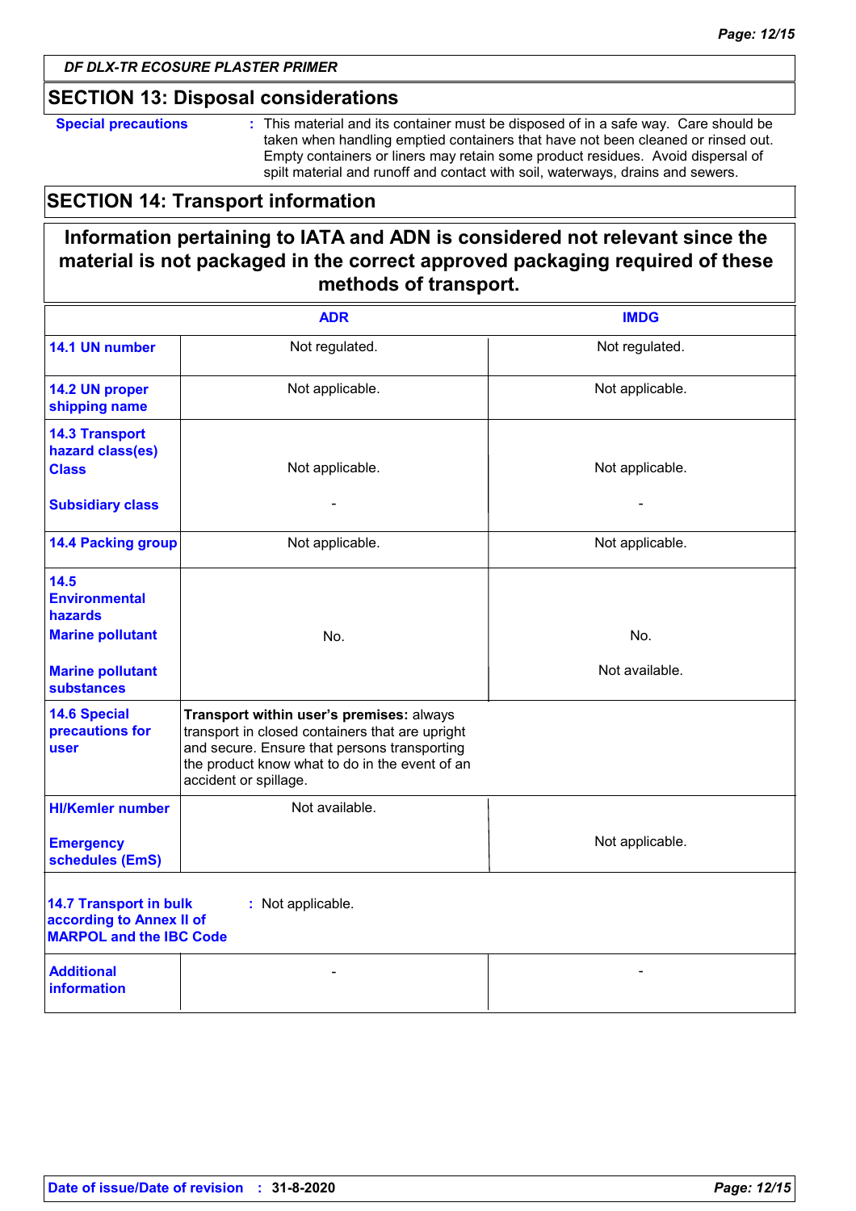## SECTION 13: Disposal considerations

**Special precautions** : This material and its container must be disposed of in a safe way. Care should be taken when handling emptied containers that have not been cleaned or rinsed out. Empty containers or liners may retain some product residues. Avoid dispersal of spilt material and runoff and contact with soil, waterways, drains and sewers.

## SECTION 14: Transport information

**Information pertaining to IATA and ADN is considered not relevant since the material is not packaged in the correct approved packaging required of these methods of transport.**

| | ADR | IMDG |
|---|---|---|
| **14.1 UN number** | Not regulated. | Not regulated. |
| **14.2 UN proper shipping name** | Not applicable. | Not applicable. |
| **14.3 Transport hazard class(es)** **Class** | Not applicable. | Not applicable. |
| **Subsidiary class** | - | - |
| **14.4 Packing group** | Not applicable. | Not applicable. |
| **14.5 Environmental hazards** **Marine pollutant** | No. | No. |
| **Marine pollutant substances** | | Not available. |
| **14.6 Special precautions for user** | **Transport within user's premises:** always transport in closed containers that are upright and secure. Ensure that persons transporting the product know what to do in the event of an accident or spillage. | |
| **HI/Kemler number** | Not available. | |
| **Emergency schedules (EmS)** | | Not applicable. |
| **14.7 Transport in bulk according to Annex II of MARPOL and the IBC Code** | : Not applicable. | |
| **Additional information** | - | - |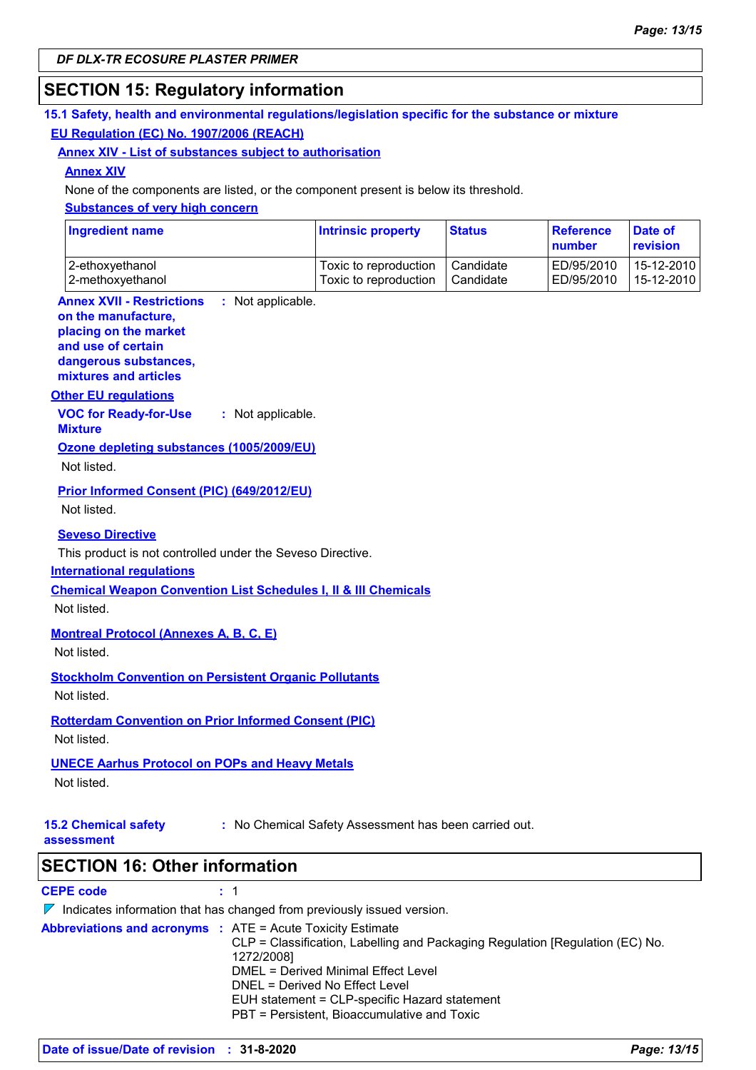DF DLX-TR ECOSURE PLASTER PRIMER

## SECTION 15: Regulatory information

### 15.1 Safety, health and environmental regulations/legislation specific for the substance or mixture

**EU Regulation (EC) No. 1907/2006 (REACH)**

**Annex XIV - List of substances subject to authorisation**

**Annex XIV**

None of the components are listed, or the component present is below its threshold.

**Substances of very high concern**

| Ingredient name | Intrinsic property | Status | Reference number | Date of revision |
|---|---|---|---|---|
| 2-ethoxyethanol | Toxic to reproduction | Candidate | ED/95/2010 | 15-12-2010 |
| 2-methoxyethanol | Toxic to reproduction | Candidate | ED/95/2010 | 15-12-2010 |

**Annex XVII - Restrictions on the manufacture, placing on the market and use of certain dangerous substances, mixtures and articles** : Not applicable.

**Other EU regulations**

**VOC for Ready-for-Use Mixture** : Not applicable.

**Ozone depleting substances (1005/2009/EU)**

Not listed.

**Prior Informed Consent (PIC) (649/2012/EU)**

Not listed.

**Seveso Directive**

This product is not controlled under the Seveso Directive.

**International regulations**

**Chemical Weapon Convention List Schedules I, II & III Chemicals**

Not listed.

**Montreal Protocol (Annexes A, B, C, E)**

Not listed.

**Stockholm Convention on Persistent Organic Pollutants**

Not listed.

**Rotterdam Convention on Prior Informed Consent (PIC)**

Not listed.

**UNECE Aarhus Protocol on POPs and Heavy Metals**

Not listed.

**15.2 Chemical safety assessment** : No Chemical Safety Assessment has been carried out.

## SECTION 16: Other information

**CEPE code** : 1

Indicates information that has changed from previously issued version.

**Abbreviations and acronyms** : ATE = Acute Toxicity Estimate
CLP = Classification, Labelling and Packaging Regulation [Regulation (EC) No. 1272/2008]
DMEL = Derived Minimal Effect Level
DNEL = Derived No Effect Level
EUH statement = CLP-specific Hazard statement
PBT = Persistent, Bioaccumulative and Toxic

**Date of issue/Date of revision** : 31-8-2020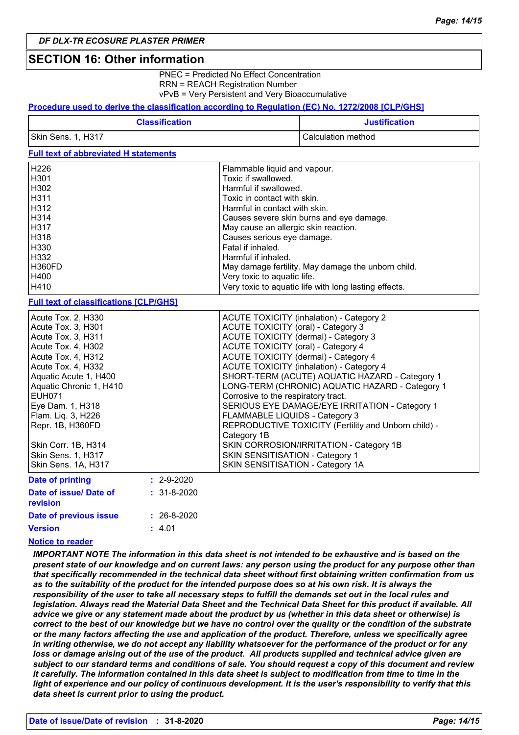DF DLX-TR ECOSURE PLASTER PRIMER

## SECTION 16: Other information

PNEC = Predicted No Effect Concentration
RRN = REACH Registration Number
vPvB = Very Persistent and Very Bioaccumulative

**Procedure used to derive the classification according to Regulation (EC) No. 1272/2008 [CLP/GHS]**

| Classification | Justification |
|---|---|
| Skin Sens. 1, H317 | Calculation method |

**Full text of abbreviated H statements**

| | |
|---|---|
| H226 | Flammable liquid and vapour. |
| H301 | Toxic if swallowed. |
| H302 | Harmful if swallowed. |
| H311 | Toxic in contact with skin. |
| H312 | Harmful in contact with skin. |
| H314 | Causes severe skin burns and eye damage. |
| H317 | May cause an allergic skin reaction. |
| H318 | Causes serious eye damage. |
| H330 | Fatal if inhaled. |
| H332 | Harmful if inhaled. |
| H360FD | May damage fertility. May damage the unborn child. |
| H400 | Very toxic to aquatic life. |
| H410 | Very toxic to aquatic life with long lasting effects. |

**Full text of classifications [CLP/GHS]**

| | |
|---|---|
| Acute Tox. 2, H330 | ACUTE TOXICITY (inhalation) - Category 2 |
| Acute Tox. 3, H301 | ACUTE TOXICITY (oral) - Category 3 |
| Acute Tox. 3, H311 | ACUTE TOXICITY (dermal) - Category 3 |
| Acute Tox. 4, H302 | ACUTE TOXICITY (oral) - Category 4 |
| Acute Tox. 4, H312 | ACUTE TOXICITY (dermal) - Category 4 |
| Acute Tox. 4, H332 | ACUTE TOXICITY (inhalation) - Category 4 |
| Aquatic Acute 1, H400 | SHORT-TERM (ACUTE) AQUATIC HAZARD - Category 1 |
| Aquatic Chronic 1, H410 | LONG-TERM (CHRONIC) AQUATIC HAZARD - Category 1 |
| EUH071 | Corrosive to the respiratory tract. |
| Eye Dam. 1, H318 | SERIOUS EYE DAMAGE/EYE IRRITATION - Category 1 |
| Flam. Liq. 3, H226 | FLAMMABLE LIQUIDS - Category 3 |
| Repr. 1B, H360FD | REPRODUCTIVE TOXICITY (Fertility and Unborn child) - Category 1B |
| Skin Corr. 1B, H314 | SKIN CORROSION/IRRITATION - Category 1B |
| Skin Sens. 1, H317 | SKIN SENSITISATION - Category 1 |
| Skin Sens. 1A, H317 | SKIN SENSITISATION - Category 1A |

**Date of printing** : 2-9-2020

**Date of issue/ Date of revision** : 31-8-2020

**Date of previous issue** : 26-8-2020

**Version** : 4.01

**Notice to reader**

***IMPORTANT NOTE The information in this data sheet is not intended to be exhaustive and is based on the present state of our knowledge and on current laws: any person using the product for any purpose other than that specifically recommended in the technical data sheet without first obtaining written confirmation from us as to the suitability of the product for the intended purpose does so at his own risk. It is always the responsibility of the user to take all necessary steps to fulfill the demands set out in the local rules and legislation. Always read the Material Data Sheet and the Technical Data Sheet for this product if available. All advice we give or any statement made about the product by us (whether in this data sheet or otherwise) is correct to the best of our knowledge but we have no control over the quality or the condition of the substrate or the many factors affecting the use and application of the product. Therefore, unless we specifically agree in writing otherwise, we do not accept any liability whatsoever for the performance of the product or for any loss or damage arising out of the use of the product. All products supplied and technical advice given are subject to our standard terms and conditions of sale. You should request a copy of this document and review it carefully. The information contained in this data sheet is subject to modification from time to time in the light of experience and our policy of continuous development. It is the user's responsibility to verify that this data sheet is current prior to using the product.***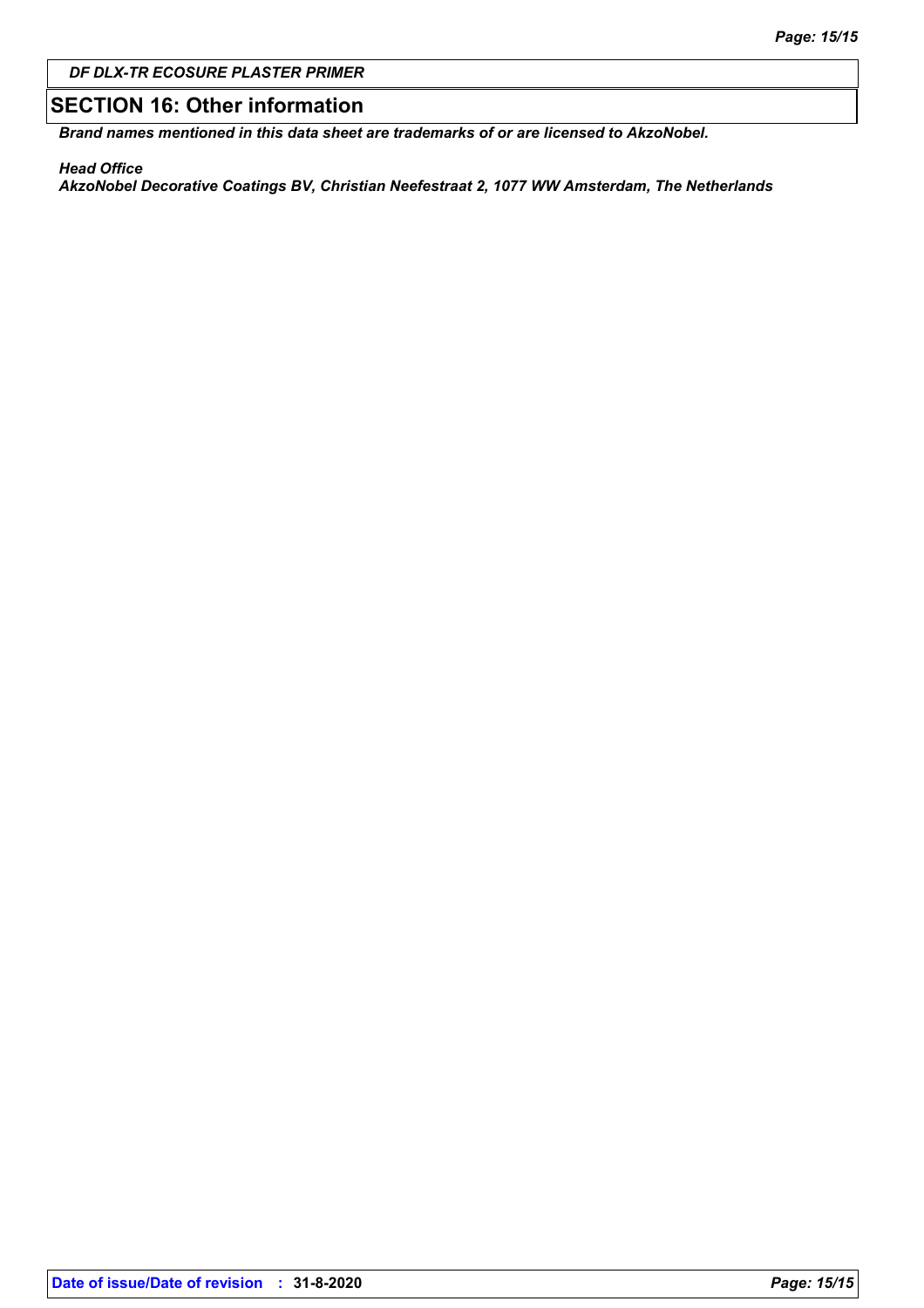## SECTION 16: Other information

***Brand names mentioned in this data sheet are trademarks of or are licensed to AkzoNobel.***

***Head Office***
***AkzoNobel Decorative Coatings BV, Christian Neefestraat 2, 1077 WW Amsterdam, The Netherlands***

**Date of issue/Date of revision : 31-8-2020**